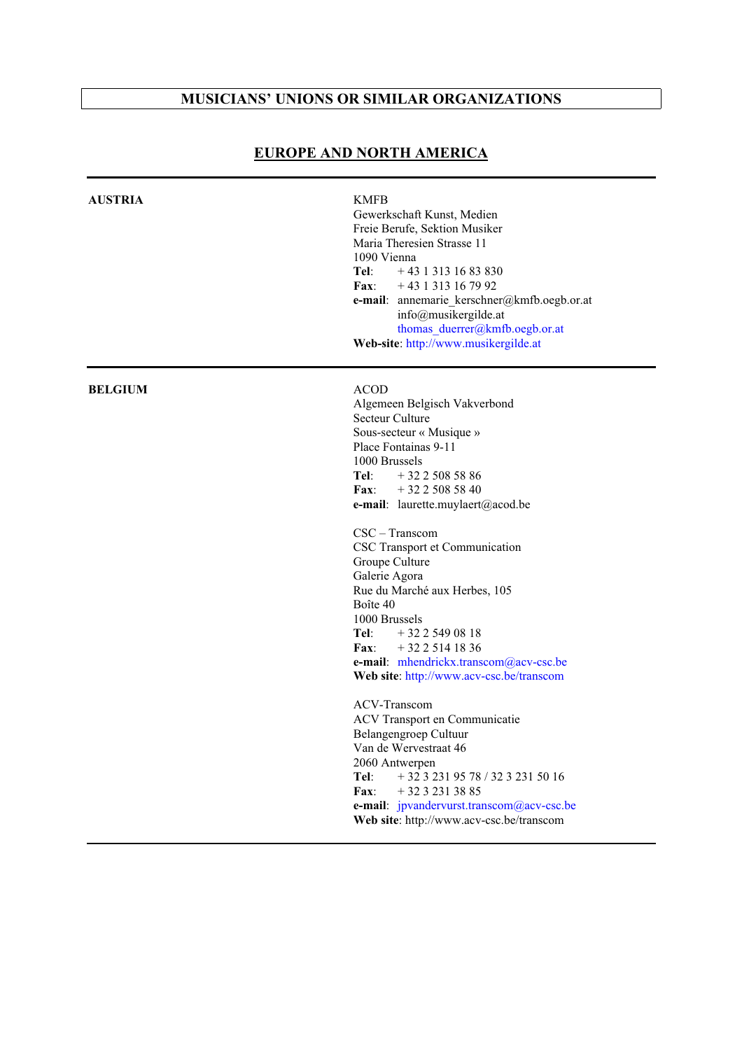# MUSICIANS' UNIONS OR SIMILAR ORGANIZATIONS

## EUROPE AND NORTH AMERICA

---

**AUSTRIA**

KMFB
Gewerkschaft Kunst, Medien
Freie Berufe, Sektion Musiker
Maria Theresien Strasse 11
1090 Vienna
**Tel**: + 43 1 313 16 83 830
**Fax**: + 43 1 313 16 79 92
**e-mail**: annemarie_kerschner@kmfb.oegb.or.at
info@musikergilde.at
thomas_duerrer@kmfb.oegb.or.at
**Web-site**: http://www.musikergilde.at

---

**BELGIUM**

ACOD
Algemeen Belgisch Vakverbond
Secteur Culture
Sous-secteur « Musique »
Place Fontainas 9-11
1000 Brussels
**Tel**: + 32 2 508 58 86
**Fax**: + 32 2 508 58 40
**e-mail**: laurette.muylaert@acod.be

CSC – Transcom
CSC Transport et Communication
Groupe Culture
Galerie Agora
Rue du Marché aux Herbes, 105
Boîte 40
1000 Brussels
**Tel**: + 32 2 549 08 18
**Fax**: + 32 2 514 18 36
**e-mail**: mhendrickx.transcom@acv-csc.be
**Web site**: http://www.acv-csc.be/transcom

ACV-Transcom
ACV Transport en Communicatie
Belangengroep Cultuur
Van de Wervestraat 46
2060 Antwerpen
**Tel**: + 32 3 231 95 78 / 32 3 231 50 16
**Fax**: + 32 3 231 38 85
**e-mail**: jpvandervurst.transcom@acv-csc.be
**Web site**: http://www.acv-csc.be/transcom

---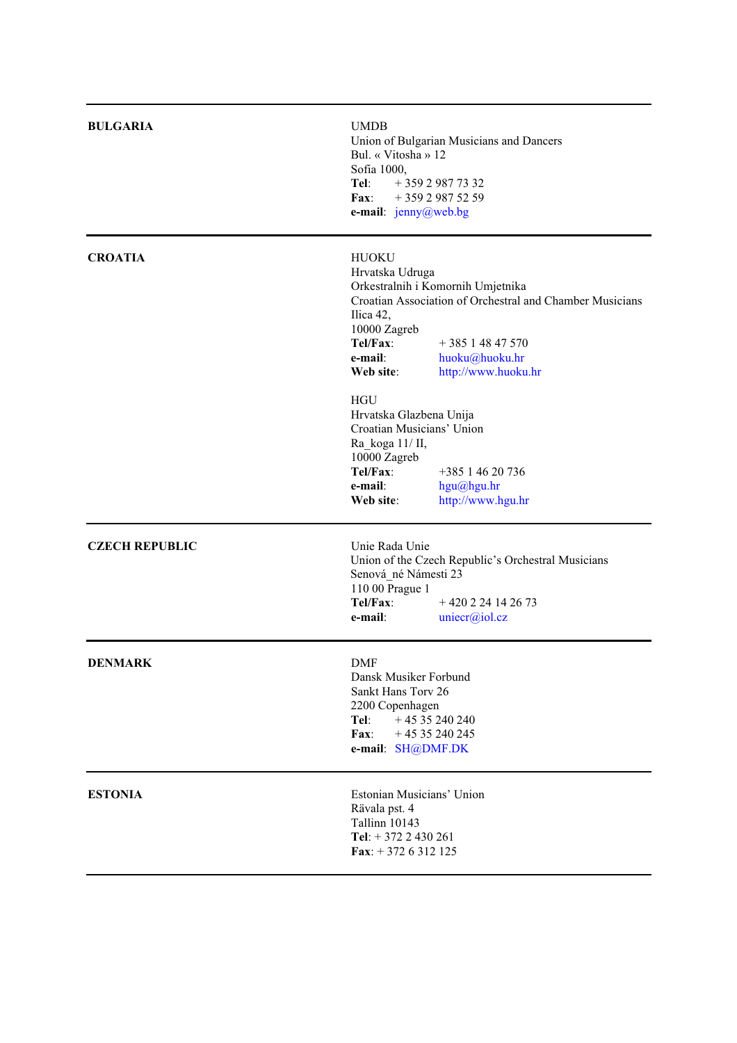| | |
|---|---|
| **BULGARIA** | UMDB<br>Union of Bulgarian Musicians and Dancers<br>Bul. « Vitosha » 12<br>Sofia 1000,<br>**Tel**: + 359 2 987 73 32<br>**Fax**: + 359 2 987 52 59<br>**e-mail**: jenny@web.bg |
| **CROATIA** | HUOKU<br>Hrvatska Udruga<br>Orkestralnih i Komornih Umjetnika<br>Croatian Association of Orchestral and Chamber Musicians<br>Ilica 42,<br>10000 Zagreb<br>**Tel/Fax**: + 385 1 48 47 570<br>**e-mail**: huoku@huoku.hr<br>**Web site**: http://www.huoku.hr<br><br>HGU<br>Hrvatska Glazbena Unija<br>Croatian Musicians' Union<br>Ra_koga 11/ II,<br>10000 Zagreb<br>**Tel/Fax**: +385 1 46 20 736<br>**e-mail**: hgu@hgu.hr<br>**Web site**: http://www.hgu.hr |
| **CZECH REPUBLIC** | Unie Rada Unie<br>Union of the Czech Republic's Orchestral Musicians<br>Senová_né Námesti 23<br>110 00 Prague 1<br>**Tel/Fax**: + 420 2 24 14 26 73<br>**e-mail**: uniecr@iol.cz |
| **DENMARK** | DMF<br>Dansk Musiker Forbund<br>Sankt Hans Torv 26<br>2200 Copenhagen<br>**Tel**: + 45 35 240 240<br>**Fax**: + 45 35 240 245<br>**e-mail**: SH@DMF.DK |
| **ESTONIA** | Estonian Musicians' Union<br>Rävala pst. 4<br>Tallinn 10143<br>**Tel**: + 372 2 430 261<br>**Fax**: + 372 6 312 125 |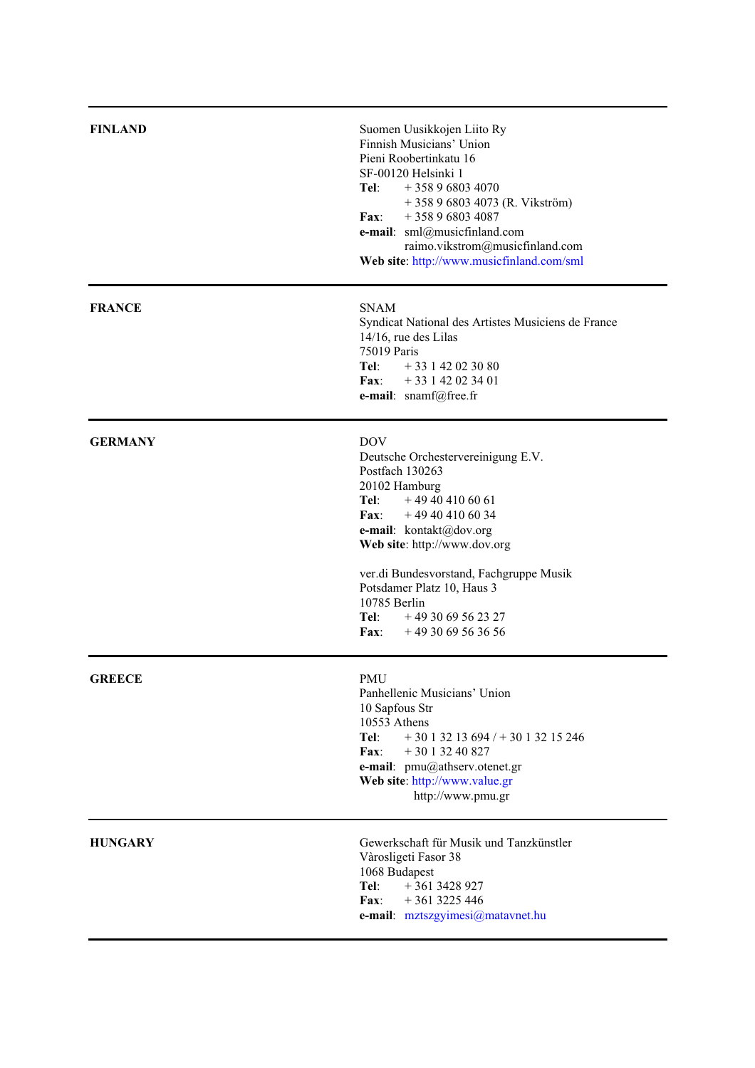| | |
|---|---|
| **FINLAND** | Suomen Uusikkojen Liito Ry<br>Finnish Musicians' Union<br>Pieni Roobertinkatu 16<br>SF-00120 Helsinki 1<br>**Tel**: + 358 9 6803 4070<br>+ 358 9 6803 4073 (R. Vikström)<br>**Fax**: + 358 9 6803 4087<br>**e-mail**: sml@musicfinland.com<br>raimo.vikstrom@musicfinland.com<br>**Web site**: http://www.musicfinland.com/sml |
| **FRANCE** | SNAM<br>Syndicat National des Artistes Musiciens de France<br>14/16, rue des Lilas<br>75019 Paris<br>**Tel**: + 33 1 42 02 30 80<br>**Fax**: + 33 1 42 02 34 01<br>**e-mail**: snamf@free.fr |
| **GERMANY** | DOV<br>Deutsche Orchestervereinigung E.V.<br>Postfach 130263<br>20102 Hamburg<br>**Tel**: + 49 40 410 60 61<br>**Fax**: + 49 40 410 60 34<br>**e-mail**: kontakt@dov.org<br>**Web site**: http://www.dov.org<br><br>ver.di Bundesvorstand, Fachgruppe Musik<br>Potsdamer Platz 10, Haus 3<br>10785 Berlin<br>**Tel**: + 49 30 69 56 23 27<br>**Fax**: + 49 30 69 56 36 56 |
| **GREECE** | PMU<br>Panhellenic Musicians' Union<br>10 Sapfous Str<br>10553 Athens<br>**Tel**: + 30 1 32 13 694 / + 30 1 32 15 246<br>**Fax**: + 30 1 32 40 827<br>**e-mail**: pmu@athserv.otenet.gr<br>**Web site**: http://www.value.gr<br>http://www.pmu.gr |
| **HUNGARY** | Gewerkschaft für Musik und Tanzkünstler<br>Vårosligeti Fasor 38<br>1068 Budapest<br>**Tel**: + 361 3428 927<br>**Fax**: + 361 3225 446<br>**e-mail**: mztszgyimesi@matavnet.hu |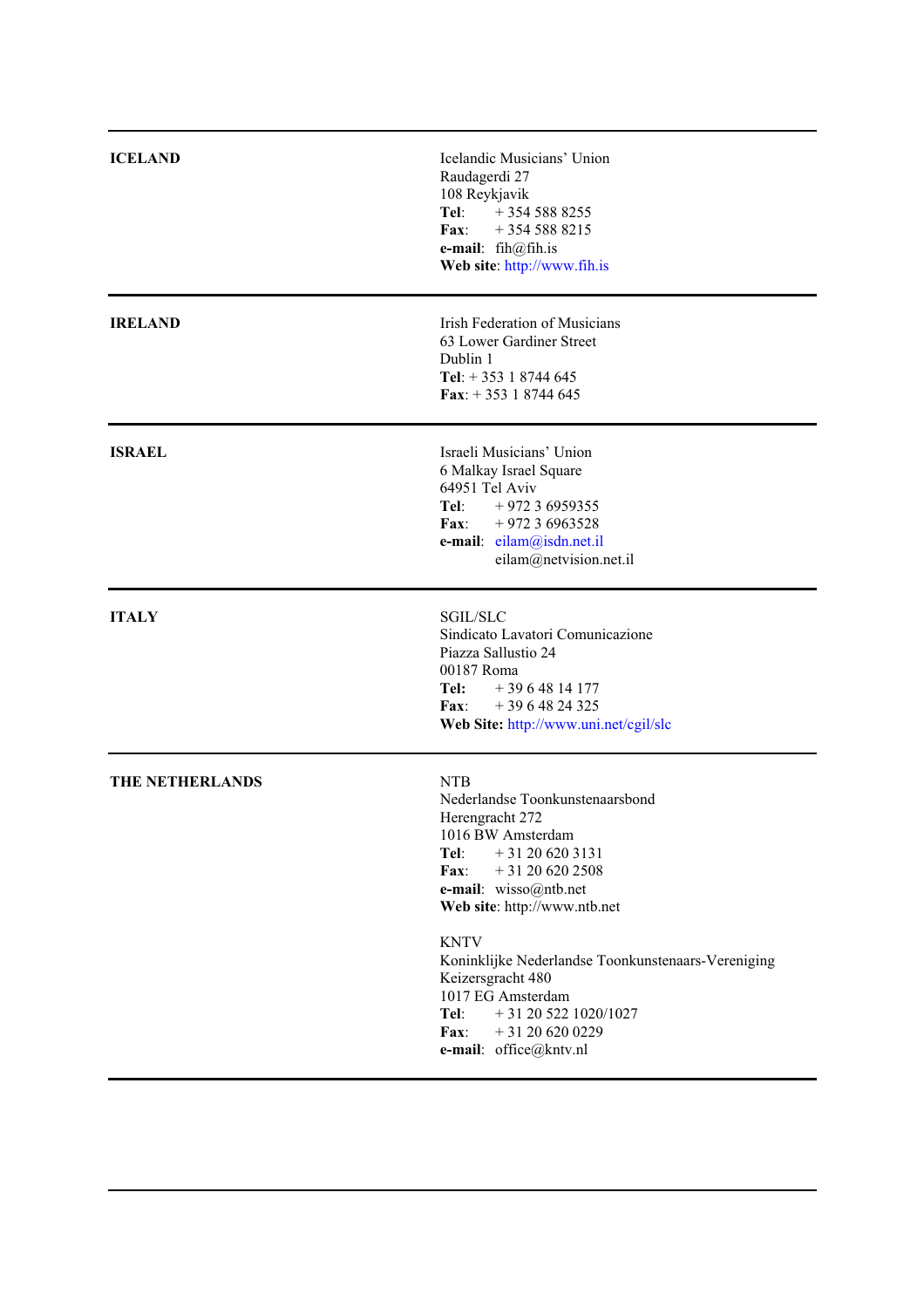| | |
|---|---|
| **ICELAND** | Icelandic Musicians' Union<br>Raudagerdi 27<br>108 Reykjavik<br>**Tel**: + 354 588 8255<br>**Fax**: + 354 588 8215<br>**e-mail**: fih@fih.is<br>**Web site**: http://www.fih.is |
| **IRELAND** | Irish Federation of Musicians<br>63 Lower Gardiner Street<br>Dublin 1<br>**Tel**: + 353 1 8744 645<br>**Fax**: + 353 1 8744 645 |
| **ISRAEL** | Israeli Musicians' Union<br>6 Malkay Israel Square<br>64951 Tel Aviv<br>**Tel**: + 972 3 6959355<br>**Fax**: + 972 3 6963528<br>**e-mail**: eilam@isdn.net.il<br>eilam@netvision.net.il |
| **ITALY** | SGIL/SLC<br>Sindicato Lavatori Comunicazione<br>Piazza Sallustio 24<br>00187 Roma<br>**Tel:** + 39 6 48 14 177<br>**Fax**: + 39 6 48 24 325<br>**Web Site:** http://www.uni.net/cgil/slc |
| **THE NETHERLANDS** | NTB<br>Nederlandse Toonkunstenaarsbond<br>Herengracht 272<br>1016 BW Amsterdam<br>**Tel**: + 31 20 620 3131<br>**Fax**: + 31 20 620 2508<br>**e-mail**: wisso@ntb.net<br>**Web site**: http://www.ntb.net<br><br>KNTV<br>Koninklijke Nederlandse Toonkunstenaars-Vereniging<br>Keizersgracht 480<br>1017 EG Amsterdam<br>**Tel**: + 31 20 522 1020/1027<br>**Fax**: + 31 20 620 0229<br>**e-mail**: office@kntv.nl |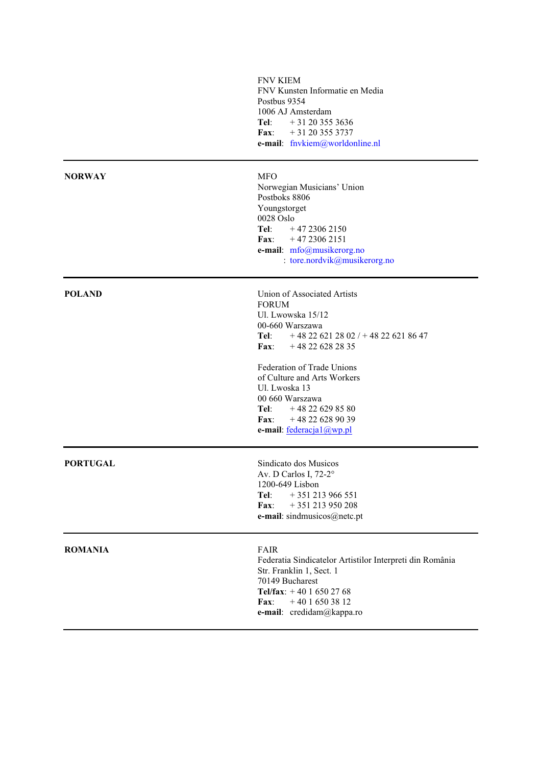| | |
|---|---|
| | FNV KIEM<br>FNV Kunsten Informatie en Media<br>Postbus 9354<br>1006 AJ Amsterdam<br>**Tel**: + 31 20 355 3636<br>**Fax**: + 31 20 355 3737<br>**e-mail**: fnvkiem@worldonline.nl |
| **NORWAY** | MFO<br>Norwegian Musicians' Union<br>Postboks 8806<br>Youngstorget<br>0028 Oslo<br>**Tel**: + 47 2306 2150<br>**Fax**: + 47 2306 2151<br>**e-mail**: mfo@musikerorg.no<br>: tore.nordvik@musikerorg.no |
| **POLAND** | Union of Associated Artists<br>FORUM<br>Ul. Lwowska 15/12<br>00-660 Warszawa<br>**Tel**: + 48 22 621 28 02 / + 48 22 621 86 47<br>**Fax**: + 48 22 628 28 35<br><br>Federation of Trade Unions<br>of Culture and Arts Workers<br>Ul. Lwoska 13<br>00 660 Warszawa<br>**Tel**: + 48 22 629 85 80<br>**Fax**: + 48 22 628 90 39<br>**e-mail**: federacja1@wp.pl |
| **PORTUGAL** | Sindicato dos Musicos<br>Av. D Carlos I, 72-2°<br>1200-649 Lisbon<br>**Tel**: + 351 213 966 551<br>**Fax**: + 351 213 950 208<br>**e-mail**: sindmusicos@netc.pt |
| **ROMANIA** | FAIR<br>Federatia Sindicatelor Artistilor Interpreti din România<br>Str. Franklin 1, Sect. 1<br>70149 Bucharest<br>**Tel/fax**: + 40 1 650 27 68<br>**Fax**: + 40 1 650 38 12<br>**e-mail**: credidam@kappa.ro |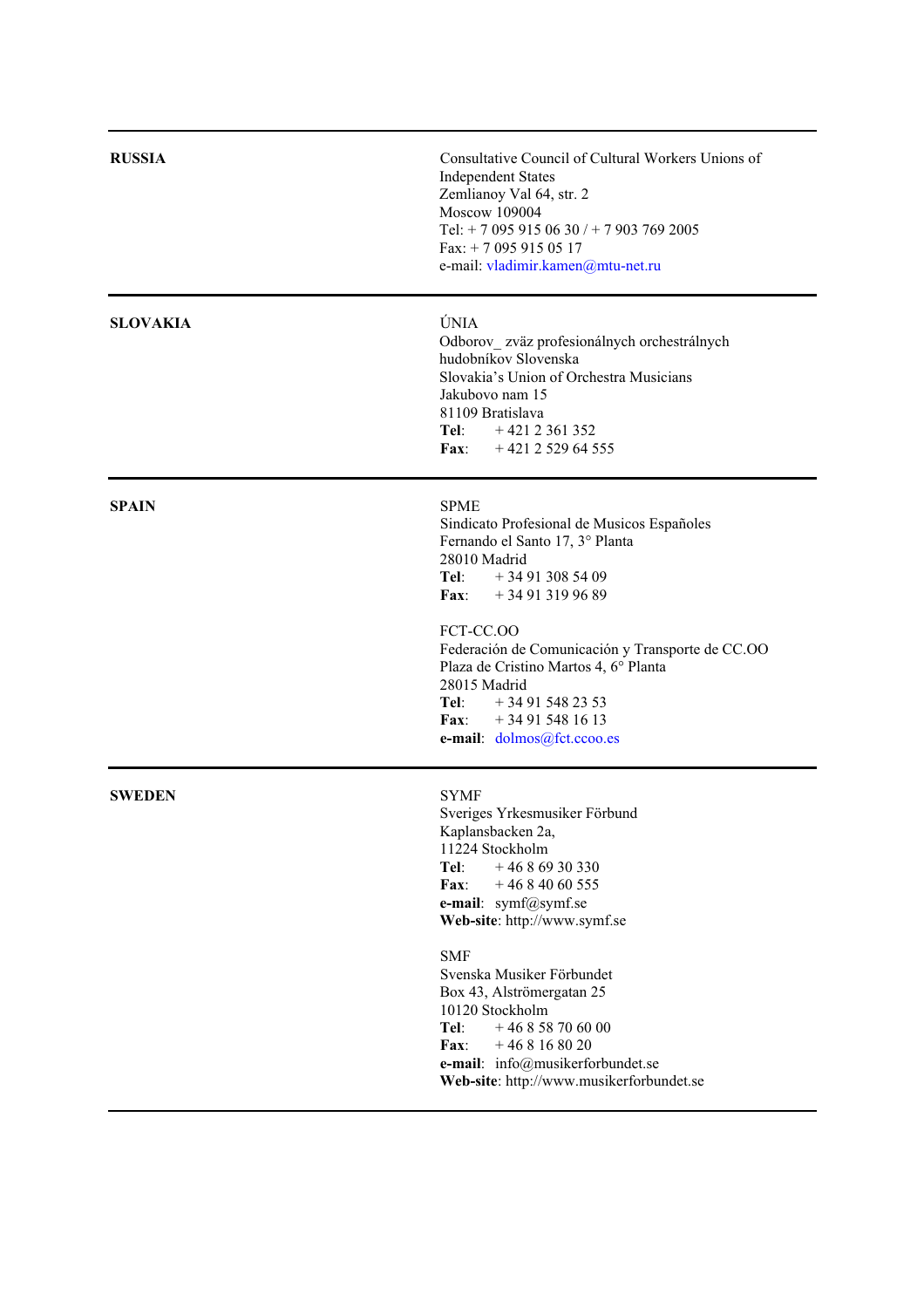| | |
|---|---|
| **RUSSIA** | Consultative Council of Cultural Workers Unions of Independent States<br>Zemlianoy Val 64, str. 2<br>Moscow 109004<br>Tel: + 7 095 915 06 30 / + 7 903 769 2005<br>Fax: + 7 095 915 05 17<br>e-mail: vladimir.kamen@mtu-net.ru |
| **SLOVAKIA** | ÚNIA<br>Odborov_ zväz profesionálnych orchestrálnych hudobníkov Slovenska<br>Slovakia's Union of Orchestra Musicians<br>Jakubovo nam 15<br>81109 Bratislava<br>**Tel**: + 421 2 361 352<br>**Fax**: + 421 2 529 64 555 |
| **SPAIN** | SPME<br>Sindicato Profesional de Musicos Españoles<br>Fernando el Santo 17, 3° Planta<br>28010 Madrid<br>**Tel**: + 34 91 308 54 09<br>**Fax**: + 34 91 319 96 89<br><br>FCT-CC.OO<br>Federación de Comunicación y Transporte de CC.OO<br>Plaza de Cristino Martos 4, 6° Planta<br>28015 Madrid<br>**Tel**: + 34 91 548 23 53<br>**Fax**: + 34 91 548 16 13<br>**e-mail**: dolmos@fct.ccoo.es |
| **SWEDEN** | SYMF<br>Sveriges Yrkesmusiker Förbund<br>Kaplansbacken 2a,<br>11224 Stockholm<br>**Tel**: + 46 8 69 30 330<br>**Fax**: + 46 8 40 60 555<br>**e-mail**: symf@symf.se<br>**Web-site**: http://www.symf.se<br><br>SMF<br>Svenska Musiker Förbundet<br>Box 43, Alströmergatan 25<br>10120 Stockholm<br>**Tel**: + 46 8 58 70 60 00<br>**Fax**: + 46 8 16 80 20<br>**e-mail**: info@musikerforbundet.se<br>**Web-site**: http://www.musikerforbundet.se |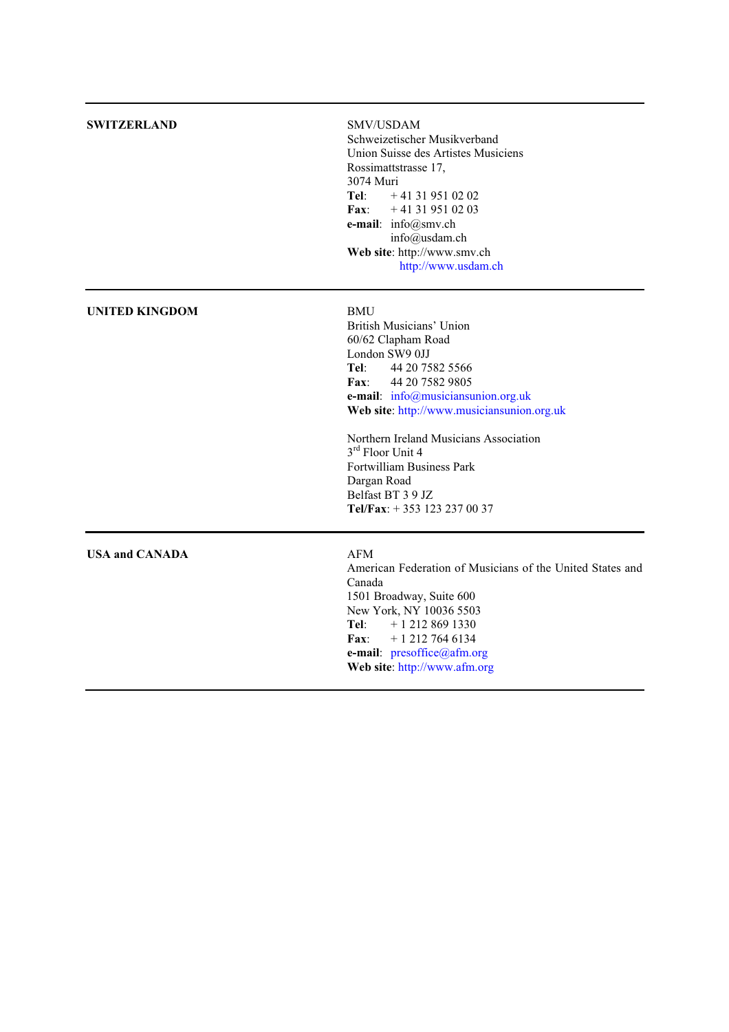| | |
|---|---|
| **SWITZERLAND** | SMV/USDAM<br>Schweizetischer Musikverband<br>Union Suisse des Artistes Musiciens<br>Rossimattstrasse 17,<br>3074 Muri<br>**Tel**: + 41 31 951 02 02<br>**Fax**: + 41 31 951 02 03<br>**e-mail**: info@smv.ch<br>info@usdam.ch<br>**Web site**: http://www.smv.ch<br>http://www.usdam.ch |
| **UNITED KINGDOM** | BMU<br>British Musicians' Union<br>60/62 Clapham Road<br>London SW9 0JJ<br>**Tel**: 44 20 7582 5566<br>**Fax**: 44 20 7582 9805<br>**e-mail**: info@musiciansunion.org.uk<br>**Web site**: http://www.musiciansunion.org.uk<br><br>Northern Ireland Musicians Association<br>3rd Floor Unit 4<br>Fortwilliam Business Park<br>Dargan Road<br>Belfast BT 3 9 JZ<br>**Tel/Fax**: + 353 123 237 00 37 |
| **USA and CANADA** | AFM<br>American Federation of Musicians of the United States and Canada<br>1501 Broadway, Suite 600<br>New York, NY 10036 5503<br>**Tel**: + 1 212 869 1330<br>**Fax**: + 1 212 764 6134<br>**e-mail**: presoffice@afm.org<br>**Web site**: http://www.afm.org |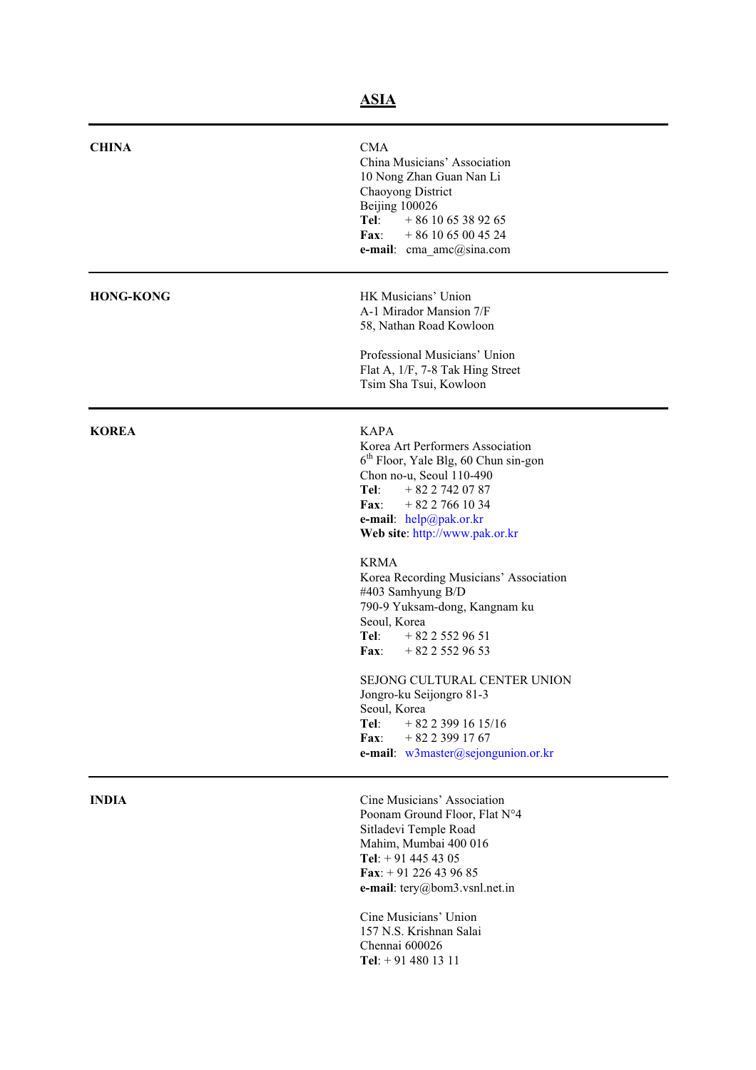# ASIA

| | |
|---|---|
| **CHINA** | CMA<br>China Musicians' Association<br>10 Nong Zhan Guan Nan Li<br>Chaoyong District<br>Beijing 100026<br>**Tel**: + 86 10 65 38 92 65<br>**Fax**: + 86 10 65 00 45 24<br>**e-mail**: cma_amc@sina.com |
| **HONG-KONG** | HK Musicians' Union<br>A-1 Mirador Mansion 7/F<br>58, Nathan Road Kowloon<br><br>Professional Musicians' Union<br>Flat A, 1/F, 7-8 Tak Hing Street<br>Tsim Sha Tsui, Kowloon |
| **KOREA** | KAPA<br>Korea Art Performers Association<br>6th Floor, Yale Blg, 60 Chun sin-gon<br>Chon no-u, Seoul 110-490<br>**Tel**: + 82 2 742 07 87<br>**Fax**: + 82 2 766 10 34<br>**e-mail**: help@pak.or.kr<br>**Web site**: http://www.pak.or.kr<br><br>KRMA<br>Korea Recording Musicians' Association<br>#403 Samhyung B/D<br>790-9 Yuksam-dong, Kangnam ku<br>Seoul, Korea<br>**Tel**: + 82 2 552 96 51<br>**Fax**: + 82 2 552 96 53<br><br>SEJONG CULTURAL CENTER UNION<br>Jongro-ku Seijongro 81-3<br>Seoul, Korea<br>**Tel**: + 82 2 399 16 15/16<br>**Fax**: + 82 2 399 17 67<br>**e-mail**: w3master@sejongunion.or.kr |
| **INDIA** | Cine Musicians' Association<br>Poonam Ground Floor, Flat N°4<br>Sitladevi Temple Road<br>Mahim, Mumbai 400 016<br>**Tel**: + 91 445 43 05<br>**Fax**: + 91 226 43 96 85<br>**e-mail**: tery@bom3.vsnl.net.in<br><br>Cine Musicians' Union<br>157 N.S. Krishnan Salai<br>Chennai 600026<br>**Tel**: + 91 480 13 11 |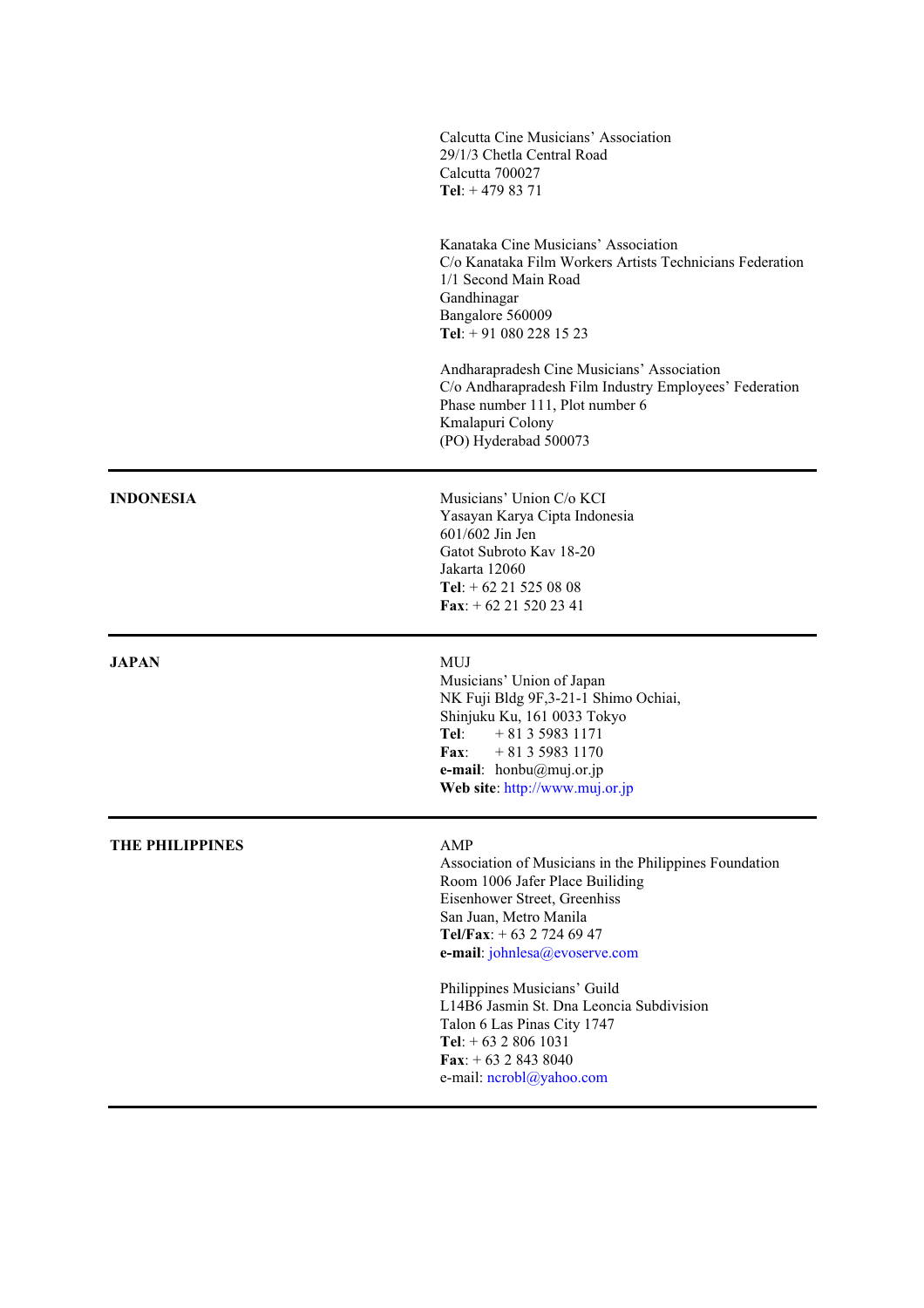Calcutta Cine Musicians' Association
29/1/3 Chetla Central Road
Calcutta 700027
**Tel**: + 479 83 71

Kanataka Cine Musicians' Association
C/o Kanataka Film Workers Artists Technicians Federation
1/1 Second Main Road
Gandhinagar
Bangalore 560009
**Tel**: + 91 080 228 15 23

Andharapradesh Cine Musicians' Association
C/o Andharapradesh Film Industry Employees' Federation
Phase number 111, Plot number 6
Kmalapuri Colony
(PO) Hyderabad 500073

---

**INDONESIA**

Musicians' Union C/o KCI
Yasayan Karya Cipta Indonesia
601/602 Jin Jen
Gatot Subroto Kav 18-20
Jakarta 12060
**Tel**: + 62 21 525 08 08
**Fax**: + 62 21 520 23 41

---

**JAPAN**

MUJ
Musicians' Union of Japan
NK Fuji Bldg 9F,3-21-1 Shimo Ochiai,
Shinjuku Ku, 161 0033 Tokyo
**Tel**: + 81 3 5983 1171
**Fax**: + 81 3 5983 1170
**e-mail**: honbu@muj.or.jp
**Web site**: http://www.muj.or.jp

---

**THE PHILIPPINES**

AMP
Association of Musicians in the Philippines Foundation
Room 1006 Jafer Place Builiding
Eisenhower Street, Greenhiss
San Juan, Metro Manila
**Tel/Fax**: + 63 2 724 69 47
**e-mail**: johnlesa@evoserve.com

Philippines Musicians' Guild
L14B6 Jasmin St. Dna Leoncia Subdivision
Talon 6 Las Pinas City 1747
**Tel**: + 63 2 806 1031
**Fax**: + 63 2 843 8040
e-mail: ncrobl@yahoo.com

---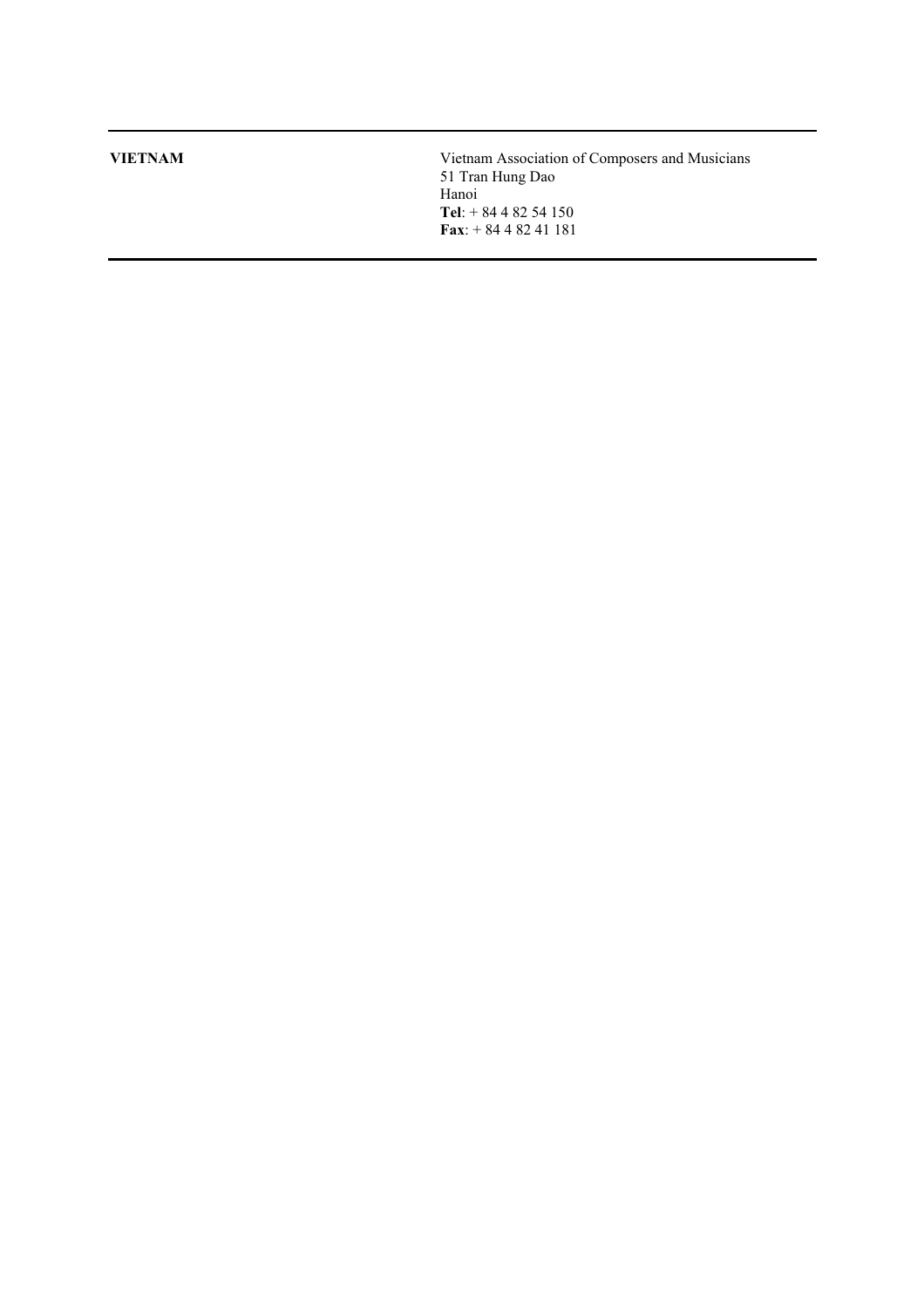| | |
|---|---|
| **VIETNAM** | Vietnam Association of Composers and Musicians<br>51 Tran Hung Dao<br>Hanoi<br>**Tel**: + 84 4 82 54 150<br>**Fax**: + 84 4 82 41 181 |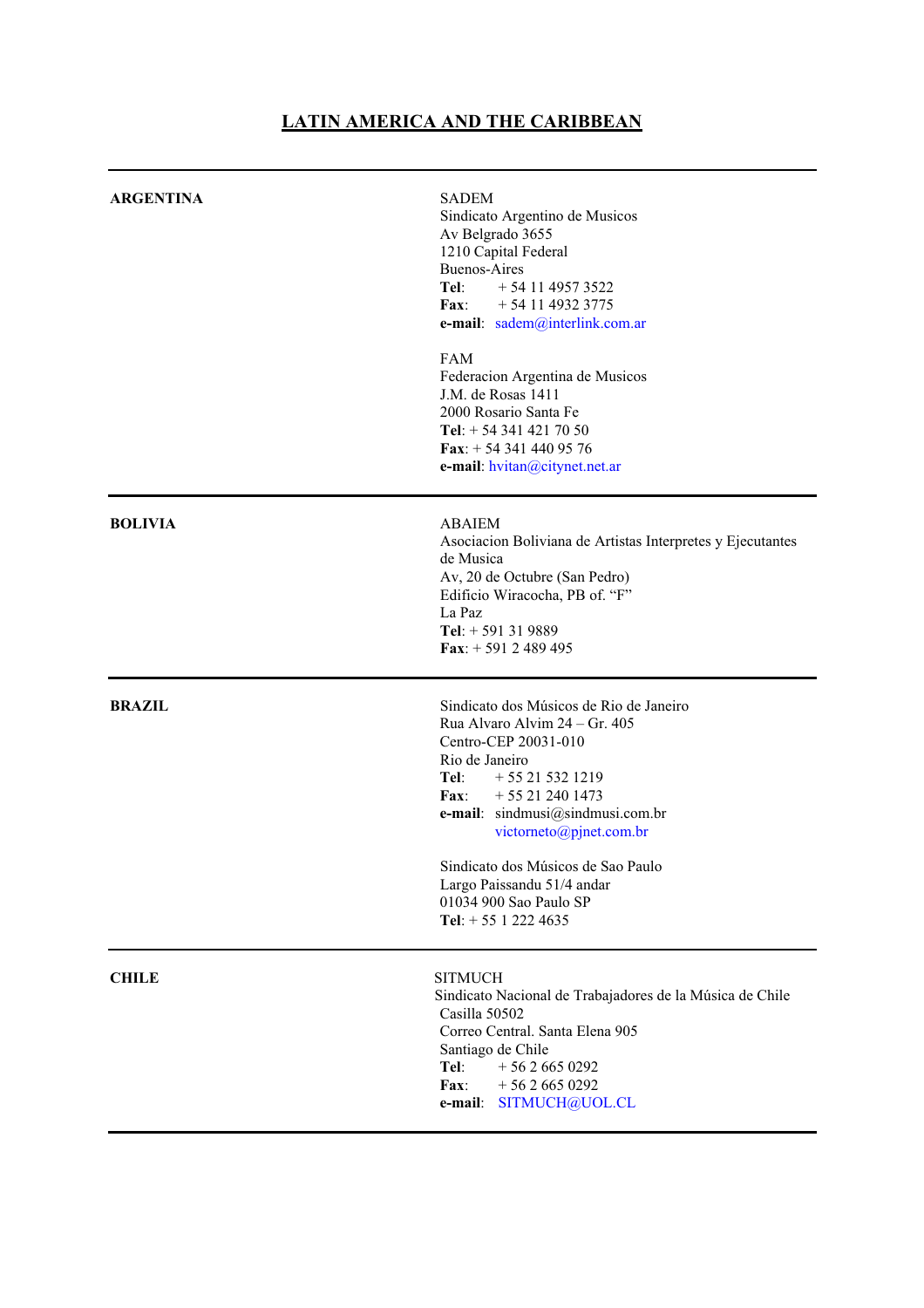# LATIN AMERICA AND THE CARIBBEAN

| | |
|---|---|
| **ARGENTINA** | SADEM<br>Sindicato Argentino de Musicos<br>Av Belgrado 3655<br>1210 Capital Federal<br>Buenos-Aires<br>**Tel**: + 54 11 4957 3522<br>**Fax**: + 54 11 4932 3775<br>**e-mail**: sadem@interlink.com.ar<br><br>FAM<br>Federacion Argentina de Musicos<br>J.M. de Rosas 1411<br>2000 Rosario Santa Fe<br>**Tel**: + 54 341 421 70 50<br>**Fax**: + 54 341 440 95 76<br>**e-mail**: hvitan@citynet.net.ar |
| **BOLIVIA** | ABAIEM<br>Asociacion Boliviana de Artistas Interpretes y Ejecutantes de Musica<br>Av, 20 de Octubre (San Pedro)<br>Edificio Wiracocha, PB of. "F"<br>La Paz<br>**Tel**: + 591 31 9889<br>**Fax**: + 591 2 489 495 |
| **BRAZIL** | Sindicato dos Músicos de Rio de Janeiro<br>Rua Alvaro Alvim 24 – Gr. 405<br>Centro-CEP 20031-010<br>Rio de Janeiro<br>**Tel**: + 55 21 532 1219<br>**Fax**: + 55 21 240 1473<br>**e-mail**: sindmusi@sindmusi.com.br<br>victorneto@pjnet.com.br<br><br>Sindicato dos Músicos de Sao Paulo<br>Largo Paissandu 51/4 andar<br>01034 900 Sao Paulo SP<br>**Tel**: + 55 1 222 4635 |
| **CHILE** | SITMUCH<br>Sindicato Nacional de Trabajadores de la Música de Chile<br>Casilla 50502<br>Correo Central. Santa Elena 905<br>Santiago de Chile<br>**Tel**: + 56 2 665 0292<br>**Fax**: + 56 2 665 0292<br>**e-mail**: SITMUCH@UOL.CL |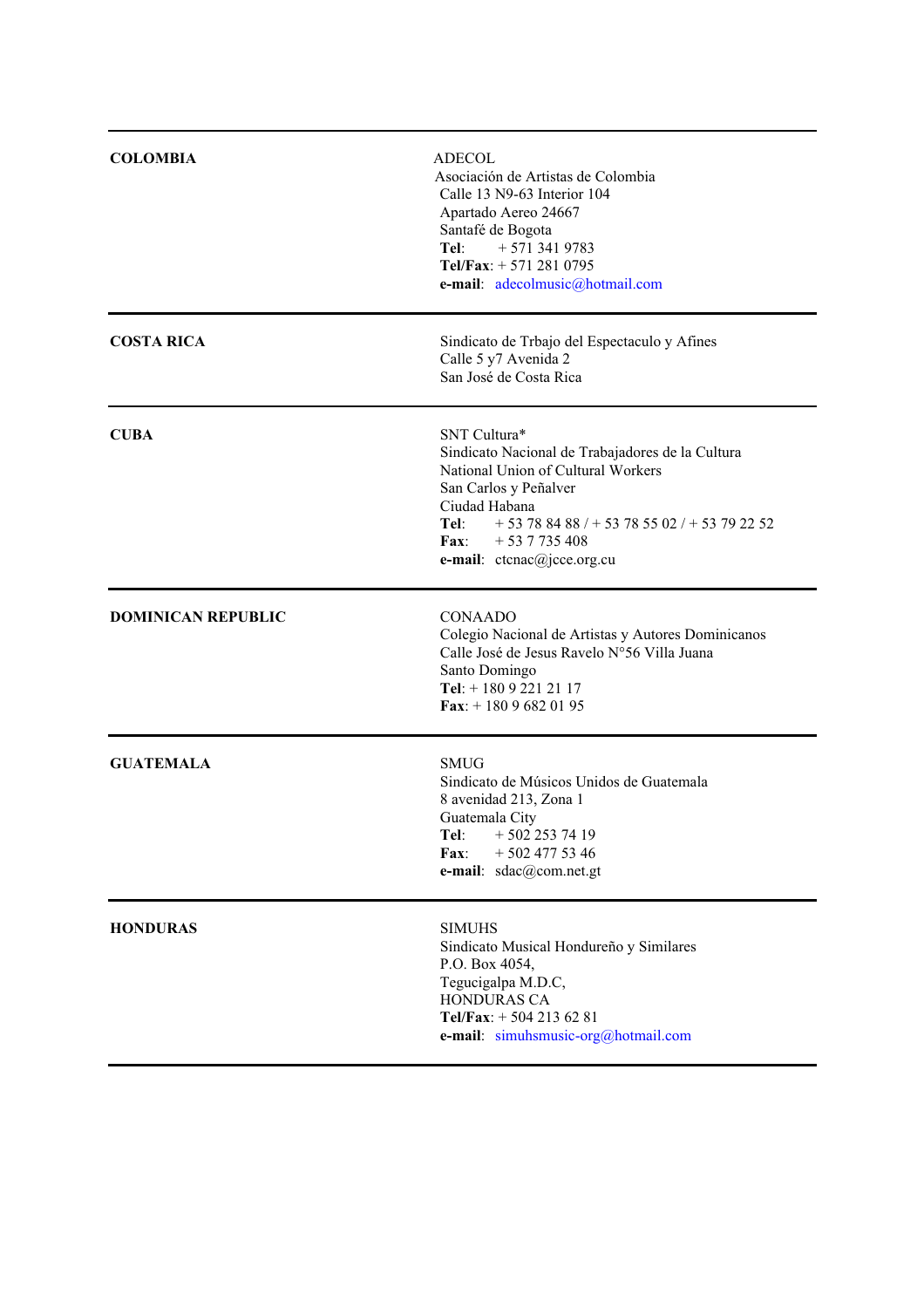| | |
|---|---|
| **COLOMBIA** | ADECOL<br>Asociación de Artistas de Colombia<br>Calle 13 N9-63 Interior 104<br>Apartado Aereo 24667<br>Santafé de Bogota<br>**Tel**: + 571 341 9783<br>**Tel/Fax**: + 571 281 0795<br>**e-mail**: adecolmusic@hotmail.com |
| **COSTA RICA** | Sindicato de Trbajo del Espectaculo y Afines<br>Calle 5 y7 Avenida 2<br>San José de Costa Rica |
| **CUBA** | SNT Cultura*<br>Sindicato Nacional de Trabajadores de la Cultura<br>National Union of Cultural Workers<br>San Carlos y Peñalver<br>Ciudad Habana<br>**Tel**: + 53 78 84 88 / + 53 78 55 02 / + 53 79 22 52<br>**Fax**: + 53 7 735 408<br>**e-mail**: ctcnac@jcce.org.cu |
| **DOMINICAN REPUBLIC** | CONAADO<br>Colegio Nacional de Artistas y Autores Dominicanos<br>Calle José de Jesus Ravelo N°56 Villa Juana<br>Santo Domingo<br>**Tel**: + 180 9 221 21 17<br>**Fax**: + 180 9 682 01 95 |
| **GUATEMALA** | SMUG<br>Sindicato de Músicos Unidos de Guatemala<br>8 avenidad 213, Zona 1<br>Guatemala City<br>**Tel**: + 502 253 74 19<br>**Fax**: + 502 477 53 46<br>**e-mail**: sdac@com.net.gt |
| **HONDURAS** | SIMUHS<br>Sindicato Musical Hondureño y Similares<br>P.O. Box 4054,<br>Tegucigalpa M.D.C,<br>HONDURAS CA<br>**Tel/Fax**: + 504 213 62 81<br>**e-mail**: simuhsmusic-org@hotmail.com |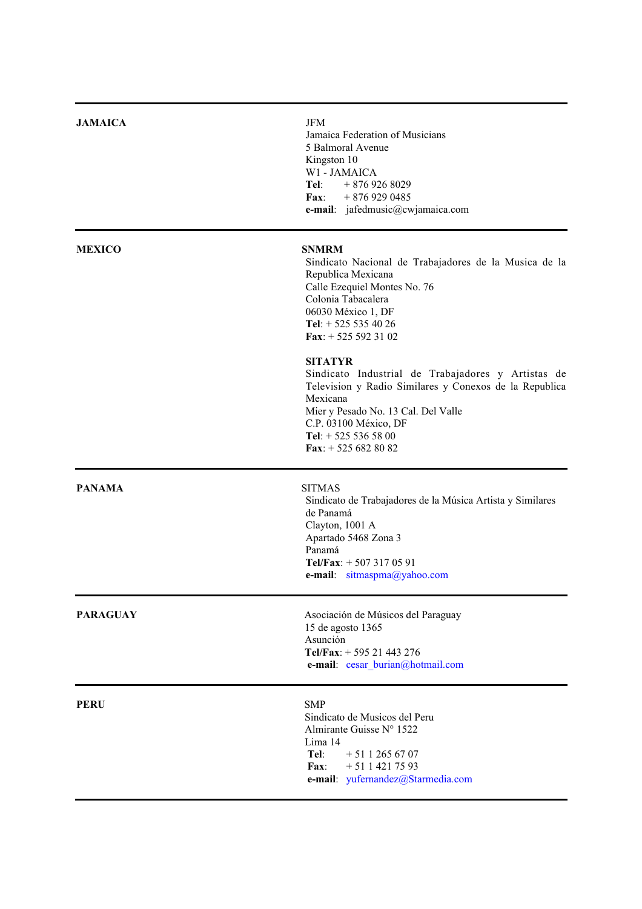| | |
|---|---|
| **JAMAICA** | JFM<br>Jamaica Federation of Musicians<br>5 Balmoral Avenue<br>Kingston 10<br>W1 - JAMAICA<br>**Tel**: + 876 926 8029<br>**Fax**: + 876 929 0485<br>**e-mail**: jafedmusic@cwjamaica.com |
| **MEXICO** | **SNMRM**<br>Sindicato Nacional de Trabajadores de la Musica de la Republica Mexicana<br>Calle Ezequiel Montes No. 76<br>Colonia Tabacalera<br>06030 México 1, DF<br>**Tel**: + 525 535 40 26<br>**Fax**: + 525 592 31 02<br><br>**SITATYR**<br>Sindicato Industrial de Trabajadores y Artistas de Television y Radio Similares y Conexos de la Republica Mexicana<br>Mier y Pesado No. 13 Cal. Del Valle<br>C.P. 03100 México, DF<br>**Tel**: + 525 536 58 00<br>**Fax**: + 525 682 80 82 |
| **PANAMA** | SITMAS<br>Sindicato de Trabajadores de la Música Artista y Similares de Panamá<br>Clayton, 1001 A<br>Apartado 5468 Zona 3<br>Panamá<br>**Tel/Fax**: + 507 317 05 91<br>**e-mail**: sitmaspma@yahoo.com |
| **PARAGUAY** | Asociación de Músicos del Paraguay<br>15 de agosto 1365<br>Asunción<br>**Tel/Fax**: + 595 21 443 276<br>**e-mail**: cesar_burian@hotmail.com |
| **PERU** | SMP<br>Sindicato de Musicos del Peru<br>Almirante Guisse N° 1522<br>Lima 14<br>**Tel**: + 51 1 265 67 07<br>**Fax**: + 51 1 421 75 93<br>**e-mail**: yufernandez@Starmedia.com |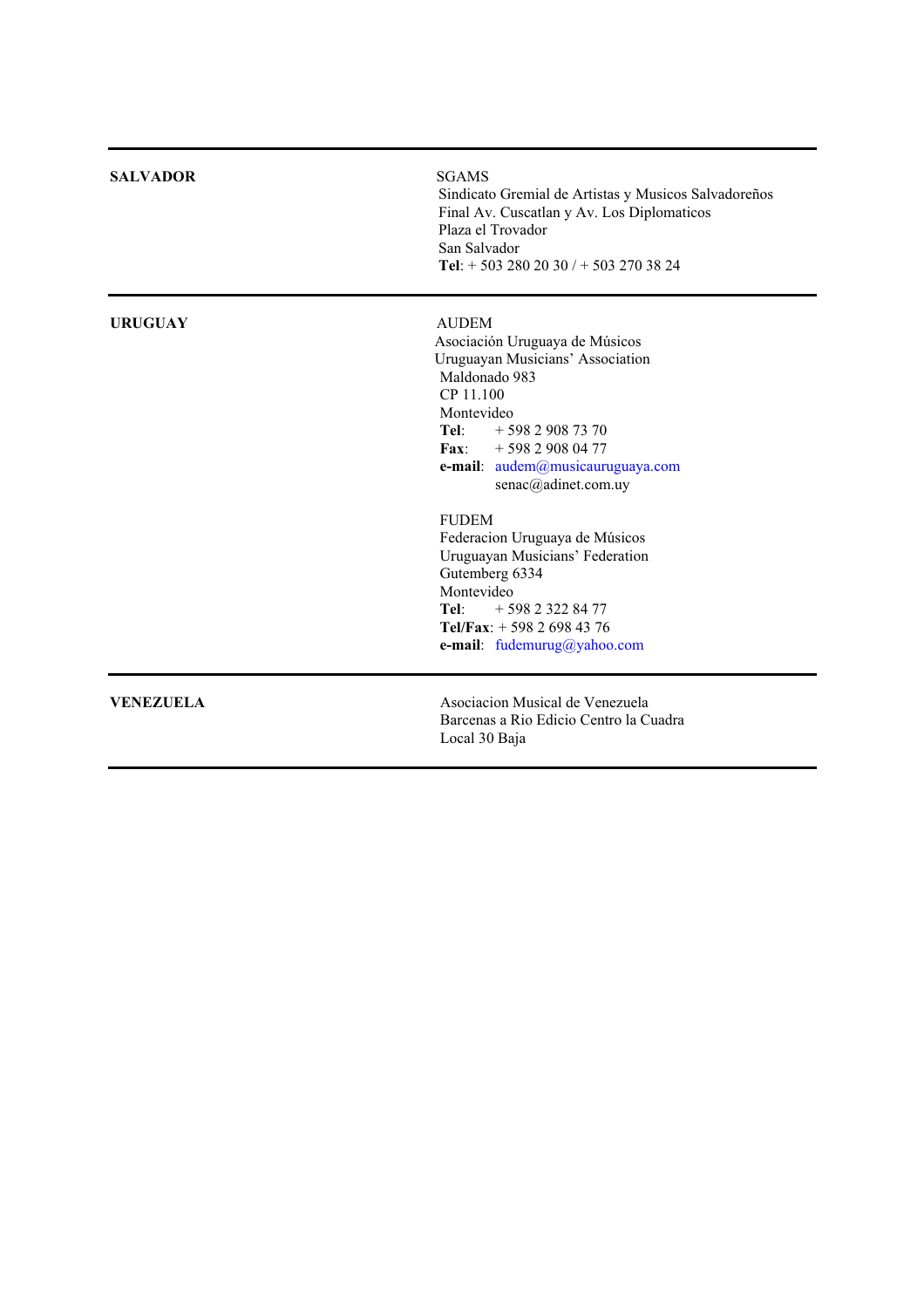| | |
|---|---|
| **SALVADOR** | SGAMS<br>Sindicato Gremial de Artistas y Musicos Salvadoreños<br>Final Av. Cuscatlan y Av. Los Diplomaticos<br>Plaza el Trovador<br>San Salvador<br>**Tel**: + 503 280 20 30 / + 503 270 38 24 |
| **URUGUAY** | AUDEM<br>Asociación Uruguaya de Músicos<br>Uruguayan Musicians' Association<br>Maldonado 983<br>CP 11.100<br>Montevideo<br>**Tel**: + 598 2 908 73 70<br>**Fax**: + 598 2 908 04 77<br>**e-mail**: audem@musicauruguaya.com<br>senac@adinet.com.uy<br><br>FUDEM<br>Federacion Uruguaya de Músicos<br>Uruguayan Musicians' Federation<br>Gutemberg 6334<br>Montevideo<br>**Tel**: + 598 2 322 84 77<br>**Tel/Fax**: + 598 2 698 43 76<br>**e-mail**: fudemurug@yahoo.com |
| **VENEZUELA** | Asociacion Musical de Venezuela<br>Barcenas a Rio Edicio Centro la Cuadra<br>Local 30 Baja |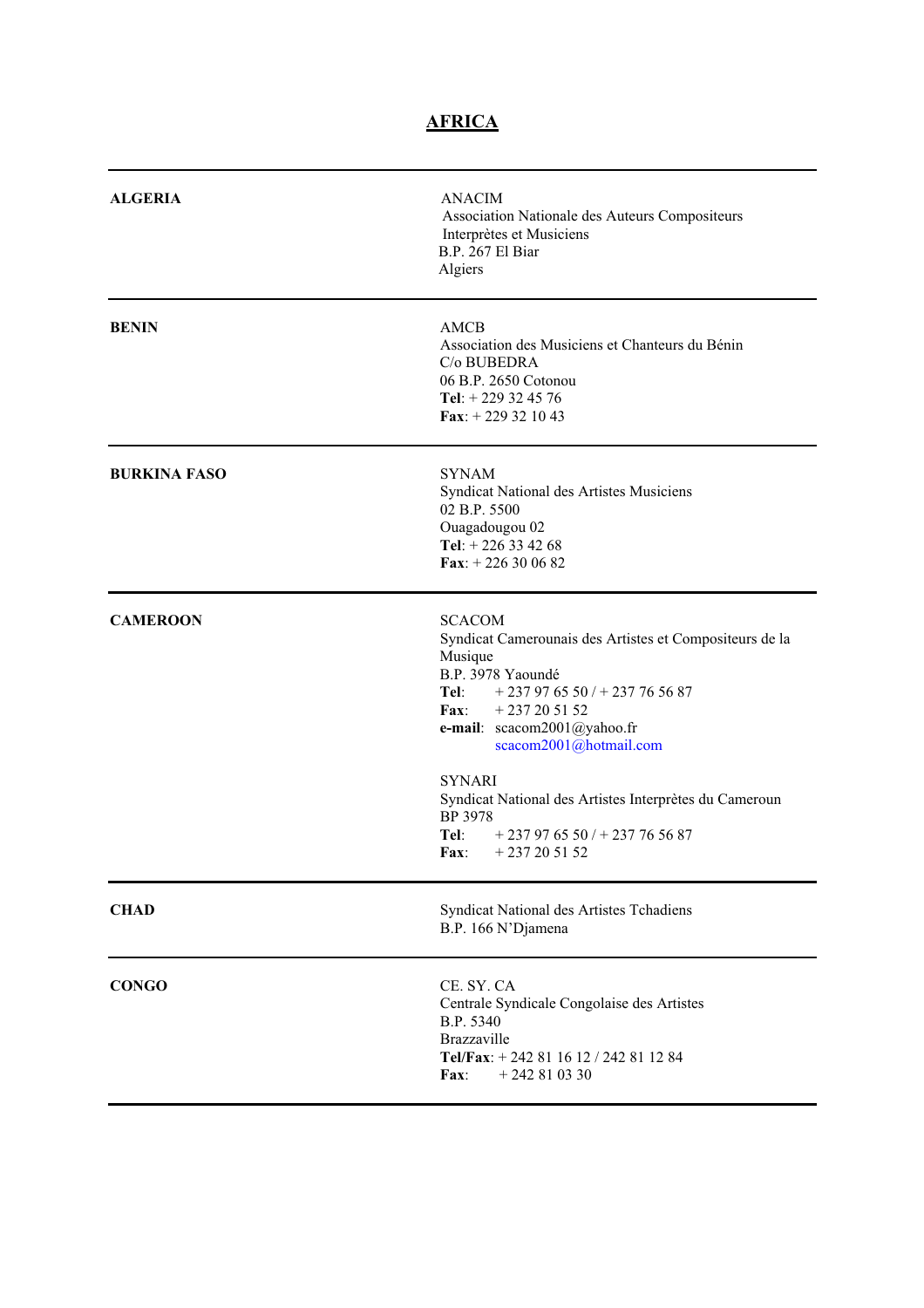# AFRICA

| | |
|---|---|
| **ALGERIA** | ANACIM<br>Association Nationale des Auteurs Compositeurs Interprètes et Musiciens<br>B.P. 267 El Biar<br>Algiers |
| **BENIN** | AMCB<br>Association des Musiciens et Chanteurs du Bénin<br>C/o BUBEDRA<br>06 B.P. 2650 Cotonou<br>**Tel**: + 229 32 45 76<br>**Fax**: + 229 32 10 43 |
| **BURKINA FASO** | SYNAM<br>Syndicat National des Artistes Musiciens<br>02 B.P. 5500<br>Ouagadougou 02<br>**Tel**: + 226 33 42 68<br>**Fax**: + 226 30 06 82 |
| **CAMEROON** | SCACOM<br>Syndicat Camerounais des Artistes et Compositeurs de la Musique<br>B.P. 3978 Yaoundé<br>**Tel**: + 237 97 65 50 / + 237 76 56 87<br>**Fax**: + 237 20 51 52<br>**e-mail**: scacom2001@yahoo.fr<br>scacom2001@hotmail.com<br><br>SYNARI<br>Syndicat National des Artistes Interprètes du Cameroun<br>BP 3978<br>**Tel**: + 237 97 65 50 / + 237 76 56 87<br>**Fax**: + 237 20 51 52 |
| **CHAD** | Syndicat National des Artistes Tchadiens<br>B.P. 166 N'Djamena |
| **CONGO** | CE. SY. CA<br>Centrale Syndicale Congolaise des Artistes<br>B.P. 5340<br>Brazzaville<br>**Tel/Fax**: + 242 81 16 12 / 242 81 12 84<br>**Fax**: + 242 81 03 30 |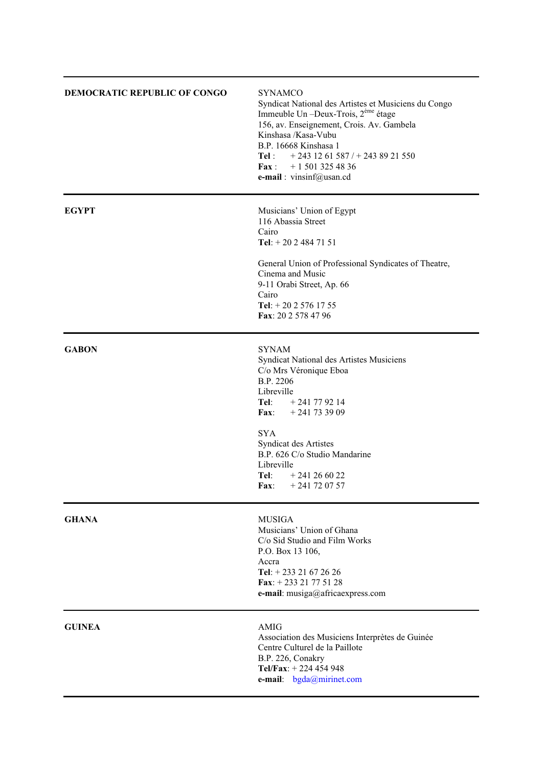| | |
|---|---|
| **DEMOCRATIC REPUBLIC OF CONGO** | SYNAMCO<br>Syndicat National des Artistes et Musiciens du Congo<br>Immeuble Un –Deux-Trois, 2ème étage<br>156, av. Enseignement, Crois. Av. Gambela<br>Kinshasa /Kasa-Vubu<br>B.P. 16668 Kinshasa 1<br>**Tel** : + 243 12 61 587 / + 243 89 21 550<br>**Fax** : + 1 501 325 48 36<br>**e-mail** : vinsinf@usan.cd |
| **EGYPT** | Musicians' Union of Egypt<br>116 Abassia Street<br>Cairo<br>**Tel**: + 20 2 484 71 51<br><br>General Union of Professional Syndicates of Theatre, Cinema and Music<br>9-11 Orabi Street, Ap. 66<br>Cairo<br>**Tel**: + 20 2 576 17 55<br>**Fax**: 20 2 578 47 96 |
| **GABON** | SYNAM<br>Syndicat National des Artistes Musiciens<br>C/o Mrs Véronique Eboa<br>B.P. 2206<br>Libreville<br>**Tel**: + 241 77 92 14<br>**Fax**: + 241 73 39 09<br><br>SYA<br>Syndicat des Artistes<br>B.P. 626 C/o Studio Mandarine<br>Libreville<br>**Tel**: + 241 26 60 22<br>**Fax**: + 241 72 07 57 |
| **GHANA** | MUSIGA<br>Musicians' Union of Ghana<br>C/o Sid Studio and Film Works<br>P.O. Box 13 106,<br>Accra<br>**Tel**: + 233 21 67 26 26<br>**Fax**: + 233 21 77 51 28<br>**e-mail**: musiga@africaexpress.com |
| **GUINEA** | AMIG<br>Association des Musiciens Interprètes de Guinée<br>Centre Culturel de la Paillote<br>B.P. 226, Conakry<br>**Tel/Fax**: + 224 454 948<br>**e-mail**: bgda@mirinet.com |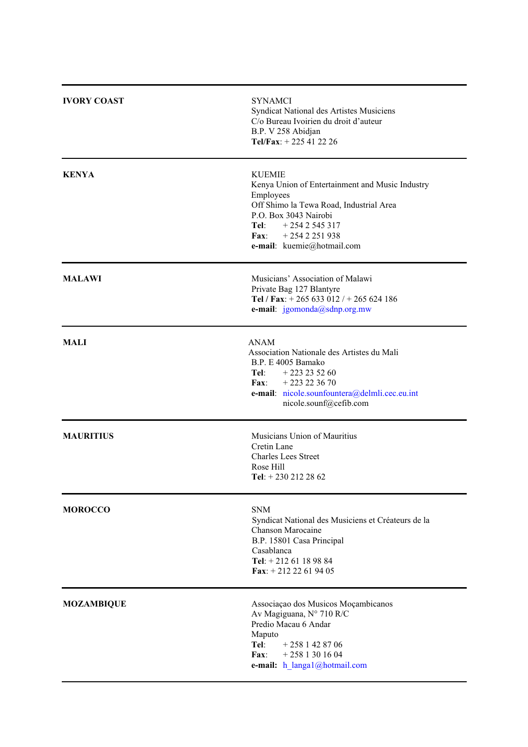| | |
|---|---|
| **IVORY COAST** | SYNAMCI<br>Syndicat National des Artistes Musiciens<br>C/o Bureau Ivoirien du droit d'auteur<br>B.P. V 258 Abidjan<br>**Tel/Fax**: + 225 41 22 26 |
| **KENYA** | KUEMIE<br>Kenya Union of Entertainment and Music Industry Employees<br>Off Shimo la Tewa Road, Industrial Area<br>P.O. Box 3043 Nairobi<br>**Tel**: + 254 2 545 317<br>**Fax**: + 254 2 251 938<br>**e-mail**: kuemie@hotmail.com |
| **MALAWI** | Musicians' Association of Malawi<br>Private Bag 127 Blantyre<br>**Tel / Fax**: + 265 633 012 / + 265 624 186<br>**e-mail**: jgomonda@sdnp.org.mw |
| **MALI** | ANAM<br>Association Nationale des Artistes du Mali<br>B.P. E 4005 Bamako<br>**Tel**: + 223 23 52 60<br>**Fax**: + 223 22 36 70<br>**e-mail**: nicole.sounfountera@delmli.cec.eu.int<br>nicole.sounf@cefib.com |
| **MAURITIUS** | Musicians Union of Mauritius<br>Cretin Lane<br>Charles Lees Street<br>Rose Hill<br>**Tel**: + 230 212 28 62 |
| **MOROCCO** | SNM<br>Syndicat National des Musiciens et Créateurs de la Chanson Marocaine<br>B.P. 15801 Casa Principal<br>Casablanca<br>**Tel**: + 212 61 18 98 84<br>**Fax**: + 212 22 61 94 05 |
| **MOZAMBIQUE** | Associaçao dos Musicos Moçambicanos<br>Av Magiguana, N° 710 R/C<br>Predio Macau 6 Andar<br>Maputo<br>**Tel**: + 258 1 42 87 06<br>**Fax**: + 258 1 30 16 04<br>**e-mail:** h_langa1@hotmail.com |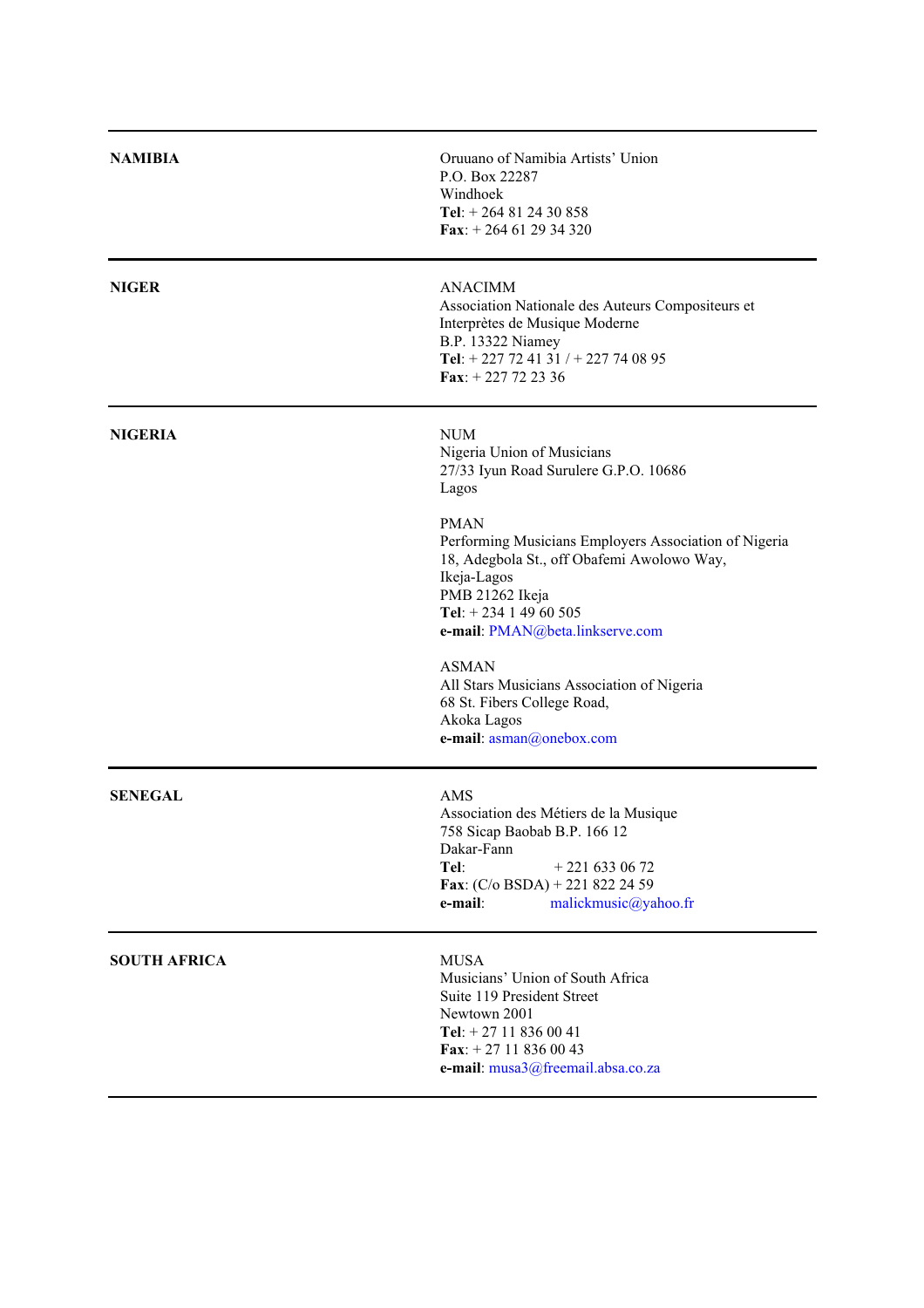| | |
|---|---|
| **NAMIBIA** | Oruuano of Namibia Artists' Union<br>P.O. Box 22287<br>Windhoek<br>**Tel**: + 264 81 24 30 858<br>**Fax**: + 264 61 29 34 320 |
| **NIGER** | ANACIMM<br>Association Nationale des Auteurs Compositeurs et Interprètes de Musique Moderne<br>B.P. 13322 Niamey<br>**Tel**: + 227 72 41 31 / + 227 74 08 95<br>**Fax**: + 227 72 23 36 |
| **NIGERIA** | NUM<br>Nigeria Union of Musicians<br>27/33 Iyun Road Surulere G.P.O. 10686<br>Lagos<br><br>PMAN<br>Performing Musicians Employers Association of Nigeria<br>18, Adegbola St., off Obafemi Awolowo Way,<br>Ikeja-Lagos<br>PMB 21262 Ikeja<br>**Tel**: + 234 1 49 60 505<br>**e-mail**: PMAN@beta.linkserve.com<br><br>ASMAN<br>All Stars Musicians Association of Nigeria<br>68 St. Fibers College Road,<br>Akoka Lagos<br>**e-mail**: asman@onebox.com |
| **SENEGAL** | AMS<br>Association des Métiers de la Musique<br>758 Sicap Baobab B.P. 166 12<br>Dakar-Fann<br>**Tel**: + 221 633 06 72<br>**Fax**: (C/o BSDA) + 221 822 24 59<br>**e-mail**: malickmusic@yahoo.fr |
| **SOUTH AFRICA** | MUSA<br>Musicians' Union of South Africa<br>Suite 119 President Street<br>Newtown 2001<br>**Tel**: + 27 11 836 00 41<br>**Fax**: + 27 11 836 00 43<br>**e-mail**: musa3@freemail.absa.co.za |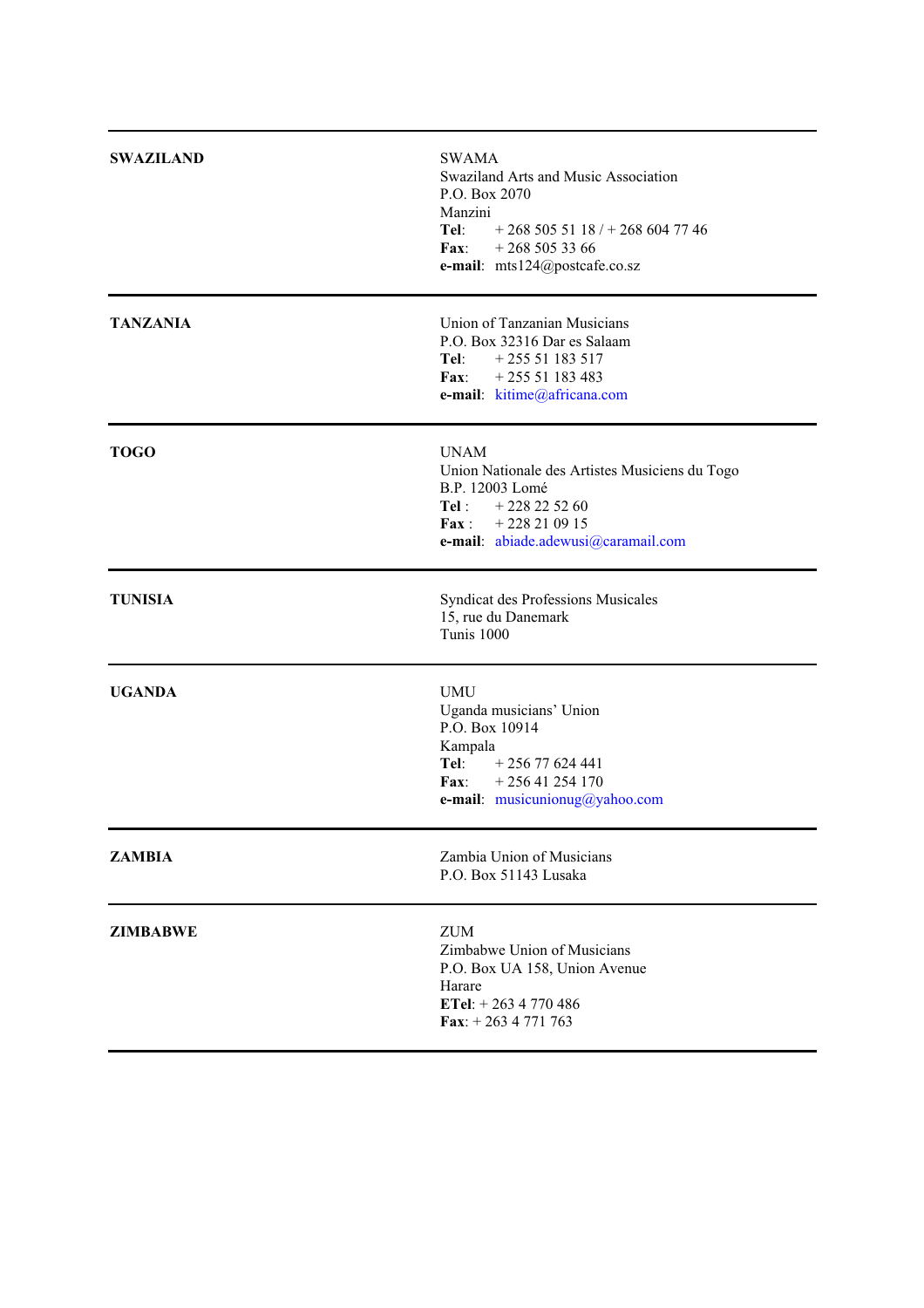| | |
|---|---|
| **SWAZILAND** | SWAMA<br>Swaziland Arts and Music Association<br>P.O. Box 2070<br>Manzini<br>**Tel**: + 268 505 51 18 / + 268 604 77 46<br>**Fax**: + 268 505 33 66<br>**e-mail**: mts124@postcafe.co.sz |
| **TANZANIA** | Union of Tanzanian Musicians<br>P.O. Box 32316 Dar es Salaam<br>**Tel**: + 255 51 183 517<br>**Fax**: + 255 51 183 483<br>**e-mail**: kitime@africana.com |
| **TOGO** | UNAM<br>Union Nationale des Artistes Musiciens du Togo<br>B.P. 12003 Lomé<br>**Tel** : + 228 22 52 60<br>**Fax** : + 228 21 09 15<br>**e-mail**: abiade.adewusi@caramail.com |
| **TUNISIA** | Syndicat des Professions Musicales<br>15, rue du Danemark<br>Tunis 1000 |
| **UGANDA** | UMU<br>Uganda musicians' Union<br>P.O. Box 10914<br>Kampala<br>**Tel**: + 256 77 624 441<br>**Fax**: + 256 41 254 170<br>**e-mail**: musicunionug@yahoo.com |
| **ZAMBIA** | Zambia Union of Musicians<br>P.O. Box 51143 Lusaka |
| **ZIMBABWE** | ZUM<br>Zimbabwe Union of Musicians<br>P.O. Box UA 158, Union Avenue<br>Harare<br>**ETel**: + 263 4 770 486<br>**Fax**: + 263 4 771 763 |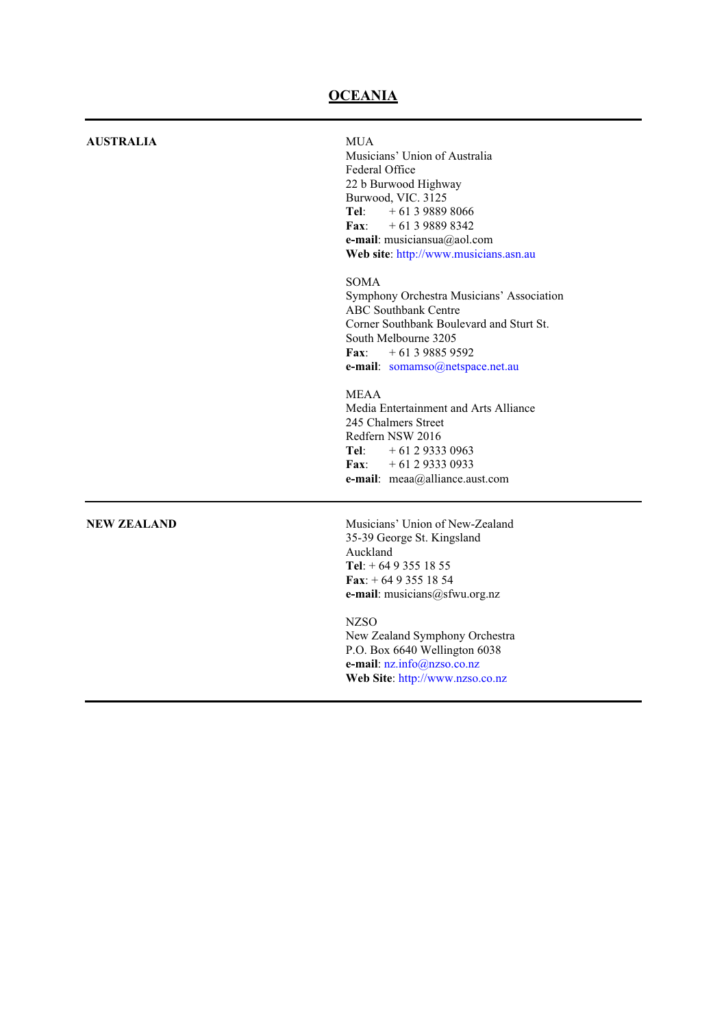# OCEANIA

| | |
|---|---|
| **AUSTRALIA** | MUA<br>Musicians' Union of Australia<br>Federal Office<br>22 b Burwood Highway<br>Burwood, VIC. 3125<br>**Tel**: + 61 3 9889 8066<br>**Fax**: + 61 3 9889 8342<br>**e-mail**: musiciansua@aol.com<br>**Web site**: http://www.musicians.asn.au |
| | SOMA<br>Symphony Orchestra Musicians' Association<br>ABC Southbank Centre<br>Corner Southbank Boulevard and Sturt St.<br>South Melbourne 3205<br>**Fax**: + 61 3 9885 9592<br>**e-mail**: somamso@netspace.net.au |
| | MEAA<br>Media Entertainment and Arts Alliance<br>245 Chalmers Street<br>Redfern NSW 2016<br>**Tel**: + 61 2 9333 0963<br>**Fax**: + 61 2 9333 0933<br>**e-mail**: meaa@alliance.aust.com |
| **NEW ZEALAND** | Musicians' Union of New-Zealand<br>35-39 George St. Kingsland<br>Auckland<br>**Tel**: + 64 9 355 18 55<br>**Fax**: + 64 9 355 18 54<br>**e-mail**: musicians@sfwu.org.nz |
| | NZSO<br>New Zealand Symphony Orchestra<br>P.O. Box 6640 Wellington 6038<br>**e-mail**: nz.info@nzso.co.nz<br>**Web Site**: http://www.nzso.co.nz |